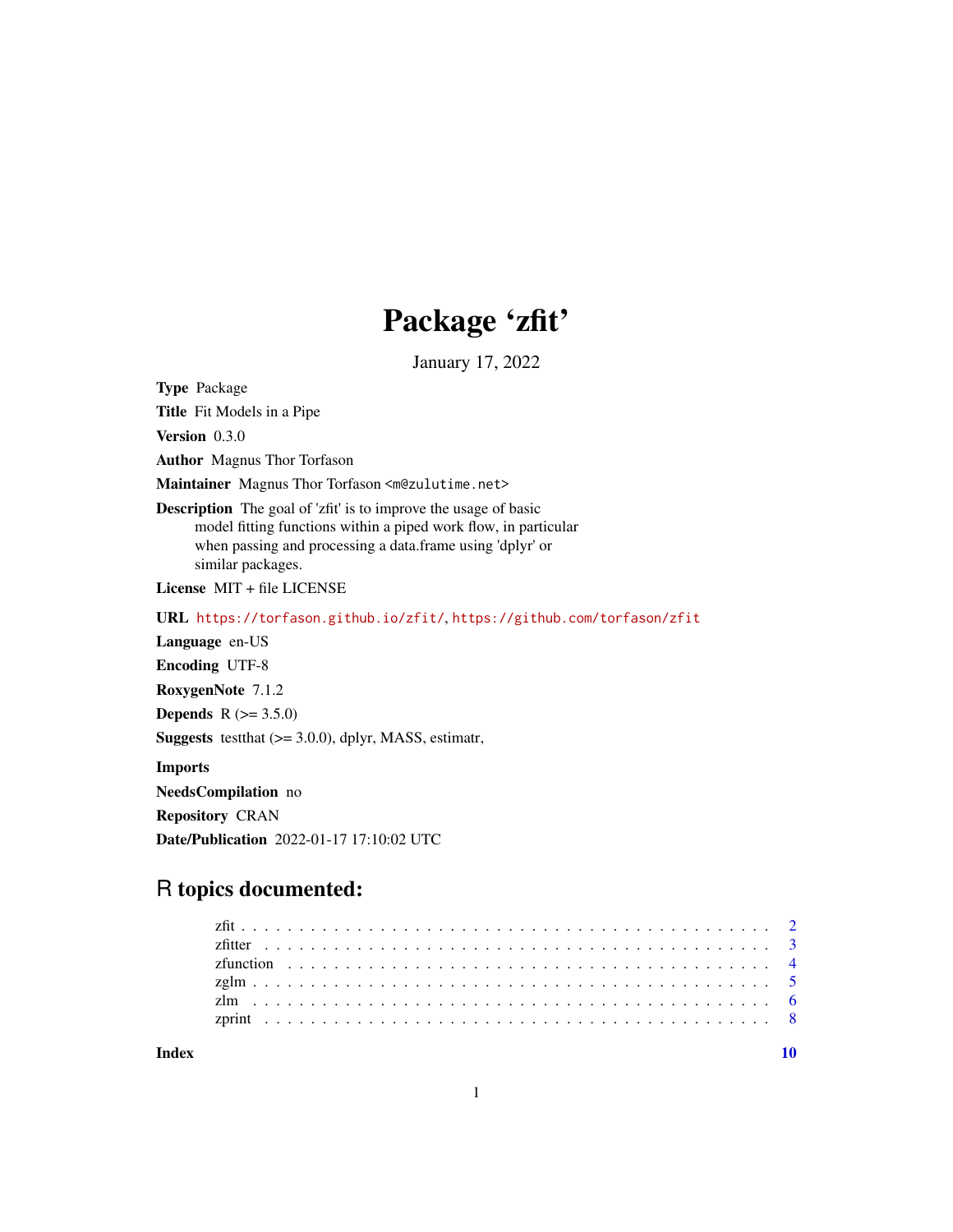# Package 'zfit'

January 17, 2022

**Type** Package

**Title** Fit Models in a Pipe

**Version** 0.3.0

**Author** Magnus Thor Torfason

**Maintainer** Magnus Thor Torfason <m@zulutime.net>

**Description** The goal of 'zfit' is to improve the usage of basic model fitting functions within a piped work flow, in particular when passing and processing a data.frame using 'dplyr' or similar packages.

**License** MIT + file LICENSE

**URL** https://torfason.github.io/zfit/, https://github.com/torfason/zfit

**Language** en-US

**Encoding** UTF-8

**RoxygenNote** 7.1.2

**Depends** R (>= 3.5.0)

**Suggests** testthat (>= 3.0.0), dplyr, MASS, estimatr,

**Imports**

**NeedsCompilation** no

**Repository** CRAN

**Date/Publication** 2022-01-17 17:10:02 UTC

## R topics documented:

| | |
|---|---|
| zfit | 2 |
| zfitter | 3 |
| zfunction | 4 |
| zglm | 5 |
| zlm | 6 |
| zprint | 8 |
| **Index** | **10** |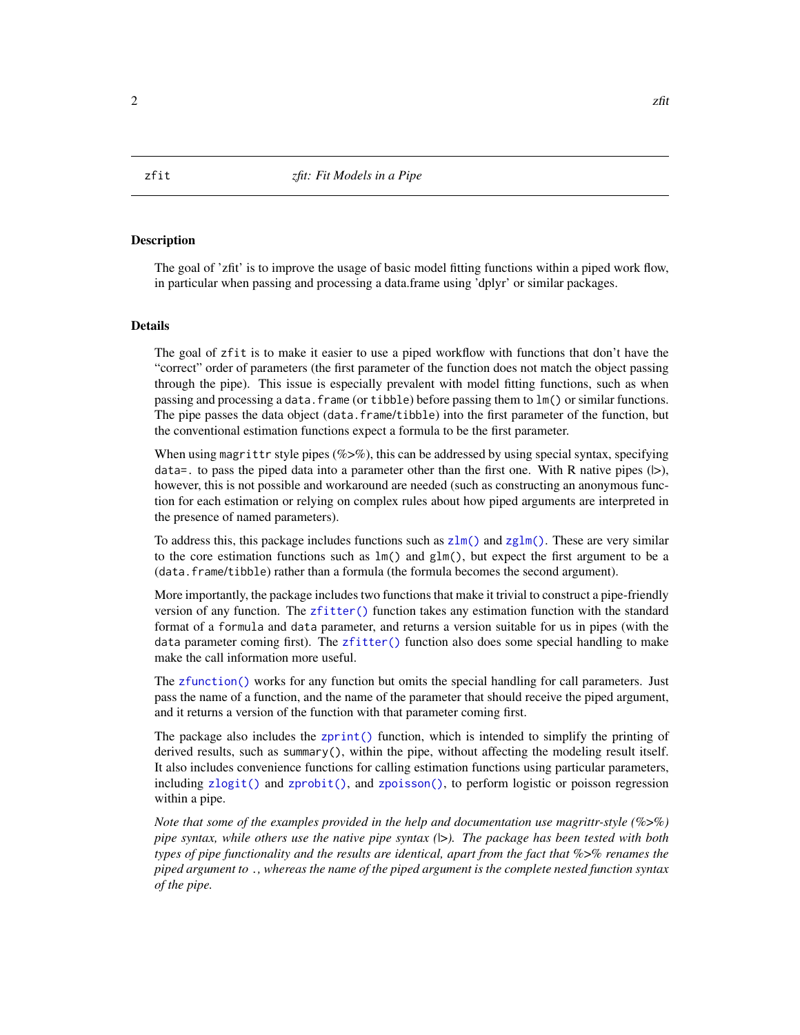zfit    *zfit: Fit Models in a Pipe*

## Description

The goal of 'zfit' is to improve the usage of basic model fitting functions within a piped work flow, in particular when passing and processing a data.frame using 'dplyr' or similar packages.

## Details

The goal of `zfit` is to make it easier to use a piped workflow with functions that don't have the "correct" order of parameters (the first parameter of the function does not match the object passing through the pipe). This issue is especially prevalent with model fitting functions, such as when passing and processing a `data.frame` (or `tibble`) before passing them to `lm()` or similar functions. The pipe passes the data object (`data.frame`/`tibble`) into the first parameter of the function, but the conventional estimation functions expect a formula to be the first parameter.

When using `magrittr` style pipes (%>%), this can be addressed by using special syntax, specifying `data=.` to pass the piped data into a parameter other than the first one. With R native pipes (|>), however, this is not possible and workaround are needed (such as constructing an anonymous function for each estimation or relying on complex rules about how piped arguments are interpreted in the presence of named parameters).

To address this, this package includes functions such as `zlm()` and `zglm()`. These are very similar to the core estimation functions such as `lm()` and `glm()`, but expect the first argument to be a (`data.frame`/`tibble`) rather than a formula (the formula becomes the second argument).

More importantly, the package includes two functions that make it trivial to construct a pipe-friendly version of any function. The `zfitter()` function takes any estimation function with the standard format of a `formula` and `data` parameter, and returns a version suitable for us in pipes (with the `data` parameter coming first). The `zfitter()` function also does some special handling to make make the call information more useful.

The `zfunction()` works for any function but omits the special handling for call parameters. Just pass the name of a function, and the name of the parameter that should receive the piped argument, and it returns a version of the function with that parameter coming first.

The package also includes the `zprint()` function, which is intended to simplify the printing of derived results, such as `summary()`, within the pipe, without affecting the modeling result itself. It also includes convenience functions for calling estimation functions using particular parameters, including `zlogit()` and `zprobit()`, and `zpoisson()`, to perform logistic or poisson regression within a pipe.

*Note that some of the examples provided in the help and documentation use magrittr-style (%>%) pipe syntax, while others use the native pipe syntax (|>). The package has been tested with both types of pipe functionality and the results are identical, apart from the fact that %>% renames the piped argument to `.`, whereas the name of the piped argument is the complete nested function syntax of the pipe.*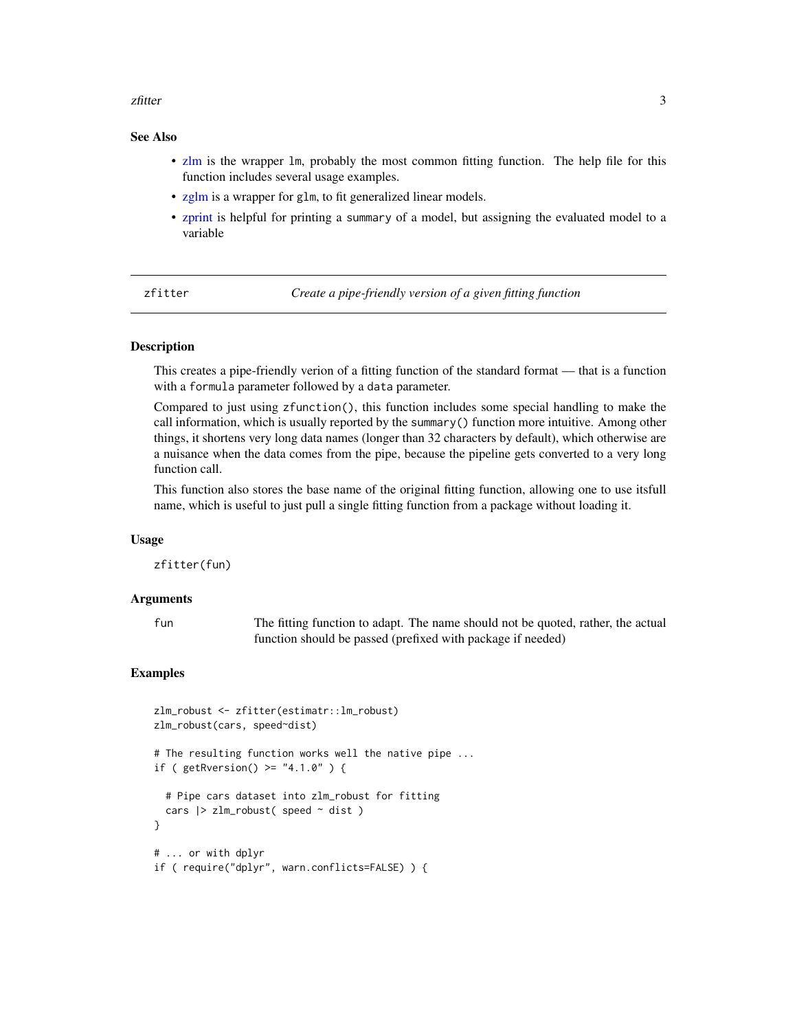### See Also

- zlm is the wrapper `lm`, probably the most common fitting function. The help file for this function includes several usage examples.
- zglm is a wrapper for `glm`, to fit generalized linear models.
- zprint is helpful for printing a `summary` of a model, but assigning the evaluated model to a variable

---

## zfitter — *Create a pipe-friendly version of a given fitting function*

### Description

This creates a pipe-friendly verion of a fitting function of the standard format — that is a function with a `formula` parameter followed by a `data` parameter.

Compared to just using `zfunction()`, this function includes some special handling to make the call information, which is usually reported by the `summary()` function more intuitive. Among other things, it shortens very long data names (longer than 32 characters by default), which otherwise are a nuisance when the data comes from the pipe, because the pipeline gets converted to a very long function call.

This function also stores the base name of the original fitting function, allowing one to use itsfull name, which is useful to just pull a single fitting function from a package without loading it.

### Usage

```
zfitter(fun)
```

### Arguments

| | |
|---|---|
| `fun` | The fitting function to adapt. The name should not be quoted, rather, the actual function should be passed (prefixed with package if needed) |

### Examples

```
zlm_robust <- zfitter(estimatr::lm_robust)
zlm_robust(cars, speed~dist)

# The resulting function works well the native pipe ...
if ( getRversion() >= "4.1.0" ) {

  # Pipe cars dataset into zlm_robust for fitting
  cars |> zlm_robust( speed ~ dist )
}

# ... or with dplyr
if ( require("dplyr", warn.conflicts=FALSE) ) {
```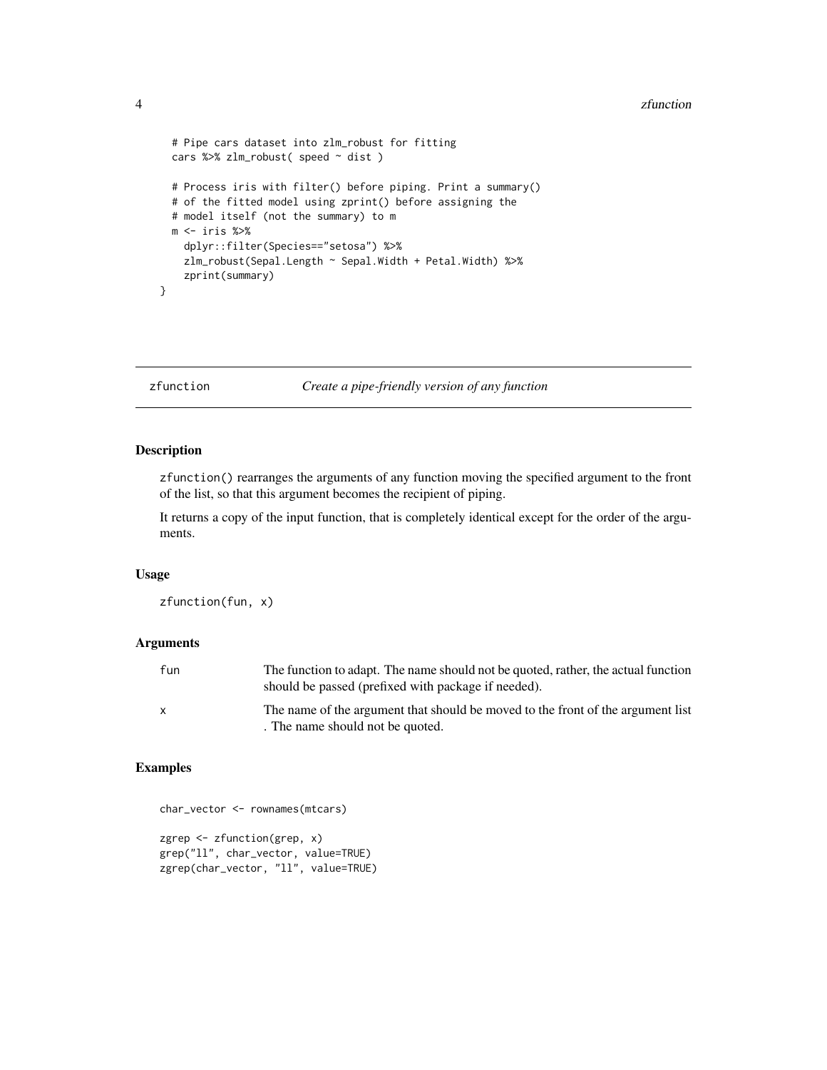```
  # Pipe cars dataset into zlm_robust for fitting
  cars %>% zlm_robust( speed ~ dist )

  # Process iris with filter() before piping. Print a summary()
  # of the fitted model using zprint() before assigning the
  # model itself (not the summary) to m
  m <- iris %>%
    dplyr::filter(Species=="setosa") %>%
    zlm_robust(Sepal.Length ~ Sepal.Width + Petal.Width) %>%
    zprint(summary)
}
```

## zfunction — *Create a pipe-friendly version of any function*

### Description

zfunction() rearranges the arguments of any function moving the specified argument to the front of the list, so that this argument becomes the recipient of piping.

It returns a copy of the input function, that is completely identical except for the order of the arguments.

### Usage

```
zfunction(fun, x)
```

### Arguments

| | |
|---|---|
| fun | The function to adapt. The name should not be quoted, rather, the actual function should be passed (prefixed with package if needed). |
| x | The name of the argument that should be moved to the front of the argument list . The name should not be quoted. |

### Examples

```
char_vector <- rownames(mtcars)

zgrep <- zfunction(grep, x)
grep("ll", char_vector, value=TRUE)
zgrep(char_vector, "ll", value=TRUE)
```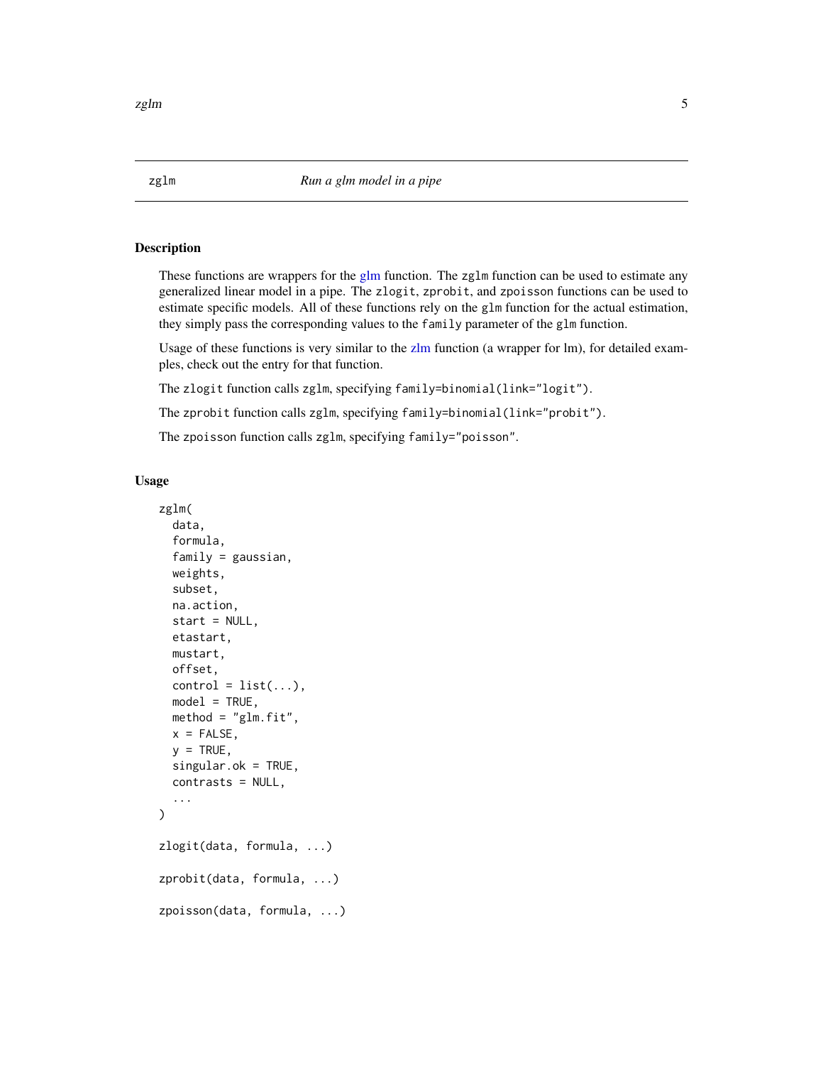# zglm — *Run a glm model in a pipe*

## Description

These functions are wrappers for the glm function. The `zglm` function can be used to estimate any generalized linear model in a pipe. The `zlogit`, `zprobit`, and `zpoisson` functions can be used to estimate specific models. All of these functions rely on the `glm` function for the actual estimation, they simply pass the corresponding values to the `family` parameter of the `glm` function.

Usage of these functions is very similar to the zlm function (a wrapper for lm), for detailed examples, check out the entry for that function.

The `zlogit` function calls `zglm`, specifying `family=binomial(link="logit")`.

The `zprobit` function calls `zglm`, specifying `family=binomial(link="probit")`.

The `zpoisson` function calls `zglm`, specifying `family="poisson"`.

## Usage

```
zglm(
  data,
  formula,
  family = gaussian,
  weights,
  subset,
  na.action,
  start = NULL,
  etastart,
  mustart,
  offset,
  control = list(...),
  model = TRUE,
  method = "glm.fit",
  x = FALSE,
  y = TRUE,
  singular.ok = TRUE,
  contrasts = NULL,
  ...
)

zlogit(data, formula, ...)

zprobit(data, formula, ...)

zpoisson(data, formula, ...)
```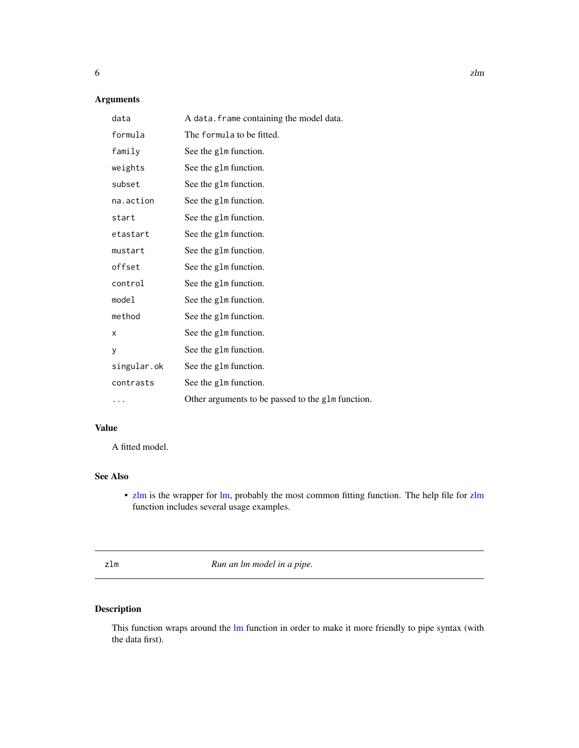### Arguments

| | |
|---|---|
| `data` | A `data.frame` containing the model data. |
| `formula` | The `formula` to be fitted. |
| `family` | See the `glm` function. |
| `weights` | See the `glm` function. |
| `subset` | See the `glm` function. |
| `na.action` | See the `glm` function. |
| `start` | See the `glm` function. |
| `etastart` | See the `glm` function. |
| `mustart` | See the `glm` function. |
| `offset` | See the `glm` function. |
| `control` | See the `glm` function. |
| `model` | See the `glm` function. |
| `method` | See the `glm` function. |
| `x` | See the `glm` function. |
| `y` | See the `glm` function. |
| `singular.ok` | See the `glm` function. |
| `contrasts` | See the `glm` function. |
| `...` | Other arguments to be passed to the `glm` function. |

### Value

A fitted model.

### See Also

- zlm is the wrapper for lm, probably the most common fitting function. The help file for zlm function includes several usage examples.

---

## zlm — *Run an lm model in a pipe.*

---

### Description

This function wraps around the lm function in order to make it more friendly to pipe syntax (with the data first).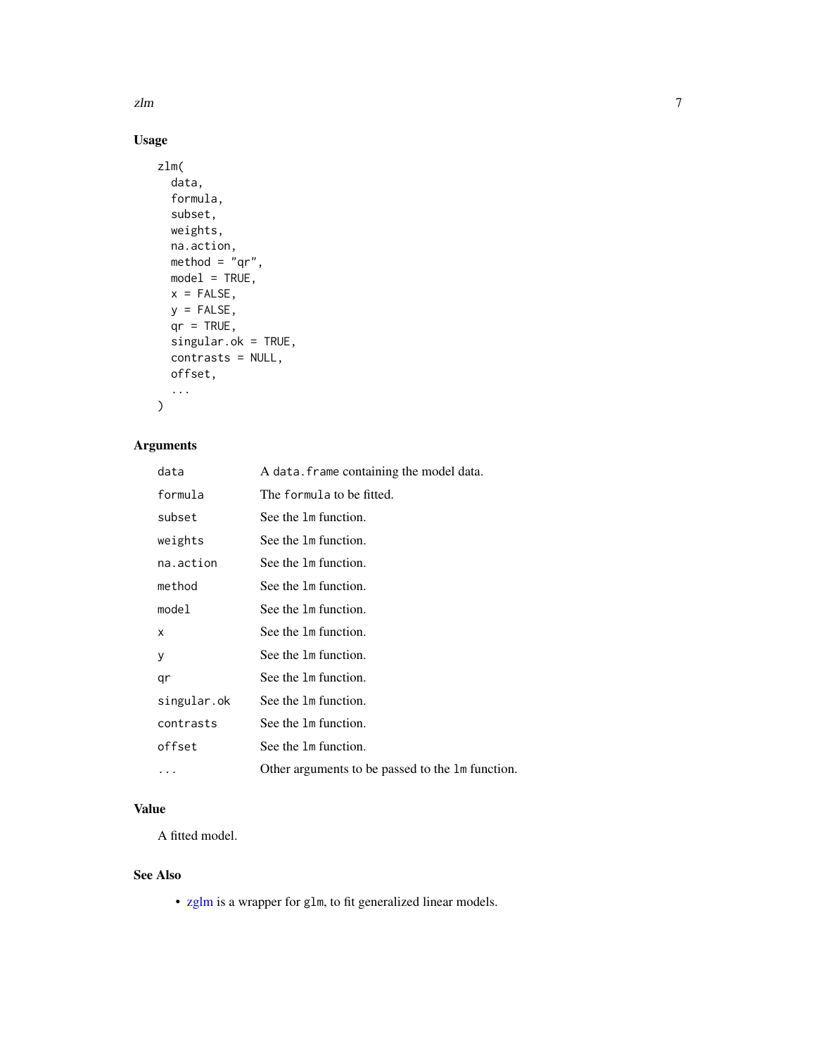## Usage

```
zlm(
  data,
  formula,
  subset,
  weights,
  na.action,
  method = "qr",
  model = TRUE,
  x = FALSE,
  y = FALSE,
  qr = TRUE,
  singular.ok = TRUE,
  contrasts = NULL,
  offset,
  ...
)
```

## Arguments

| | |
|---|---|
| `data` | A `data.frame` containing the model data. |
| `formula` | The `formula` to be fitted. |
| `subset` | See the `lm` function. |
| `weights` | See the `lm` function. |
| `na.action` | See the `lm` function. |
| `method` | See the `lm` function. |
| `model` | See the `lm` function. |
| `x` | See the `lm` function. |
| `y` | See the `lm` function. |
| `qr` | See the `lm` function. |
| `singular.ok` | See the `lm` function. |
| `contrasts` | See the `lm` function. |
| `offset` | See the `lm` function. |
| `...` | Other arguments to be passed to the `lm` function. |

## Value

A fitted model.

## See Also

- zglm is a wrapper for `glm`, to fit generalized linear models.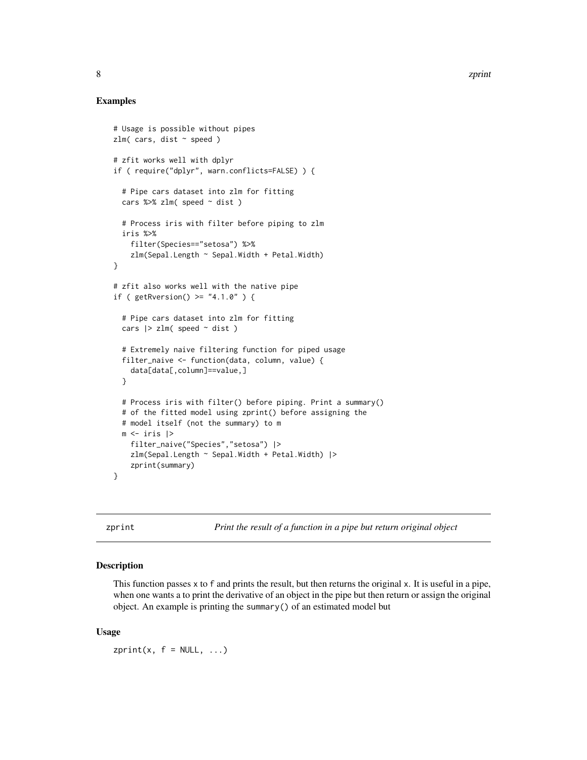## Examples

```
# Usage is possible without pipes
zlm( cars, dist ~ speed )

# zfit works well with dplyr
if ( require("dplyr", warn.conflicts=FALSE) ) {

  # Pipe cars dataset into zlm for fitting
  cars %>% zlm( speed ~ dist )

  # Process iris with filter before piping to zlm
  iris %>%
    filter(Species=="setosa") %>%
    zlm(Sepal.Length ~ Sepal.Width + Petal.Width)
}

# zfit also works well with the native pipe
if ( getRversion() >= "4.1.0" ) {

  # Pipe cars dataset into zlm for fitting
  cars |> zlm( speed ~ dist )

  # Extremely naive filtering function for piped usage
  filter_naive <- function(data, column, value) {
    data[data[,column]==value,]
  }

  # Process iris with filter() before piping. Print a summary()
  # of the fitted model using zprint() before assigning the
  # model itself (not the summary) to m
  m <- iris |>
    filter_naive("Species","setosa") |>
    zlm(Sepal.Length ~ Sepal.Width + Petal.Width) |>
    zprint(summary)
}
```

---

# zprint — *Print the result of a function in a pipe but return original object*

## Description

This function passes x to f and prints the result, but then returns the original x. It is useful in a pipe, when one wants a to print the derivative of an object in the pipe but then return or assign the original object. An example is printing the summary() of an estimated model but

## Usage

```
zprint(x, f = NULL, ...)
```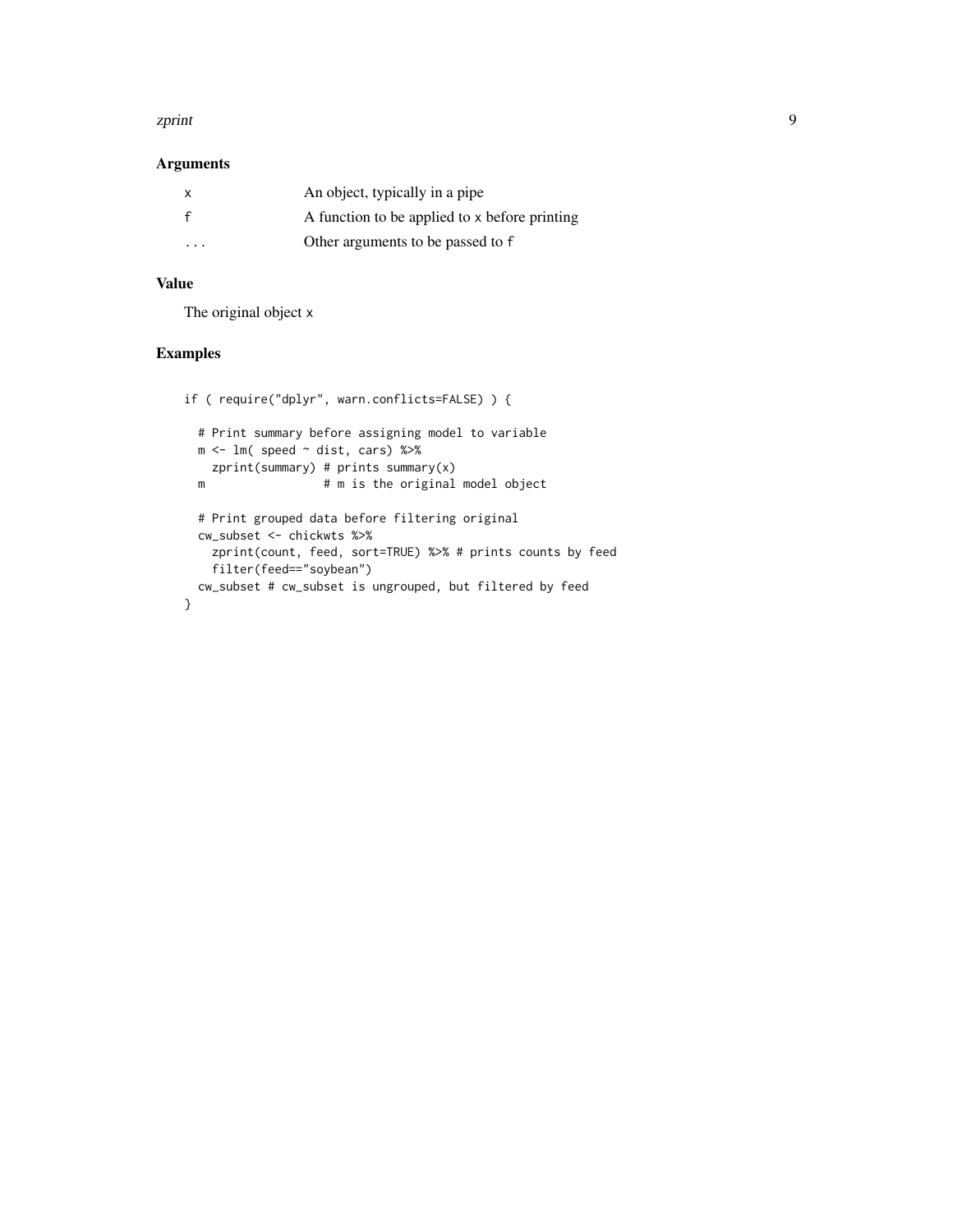### Arguments

| | |
|---|---|
| `x` | An object, typically in a pipe |
| `f` | A function to be applied to `x` before printing |
| `...` | Other arguments to be passed to `f` |

### Value

The original object `x`

### Examples

```
if ( require("dplyr", warn.conflicts=FALSE) ) {

  # Print summary before assigning model to variable
  m <- lm( speed ~ dist, cars) %>%
    zprint(summary) # prints summary(x)
  m                # m is the original model object

  # Print grouped data before filtering original
  cw_subset <- chickwts %>%
    zprint(count, feed, sort=TRUE) %>% # prints counts by feed
    filter(feed=="soybean")
  cw_subset # cw_subset is ungrouped, but filtered by feed
}
```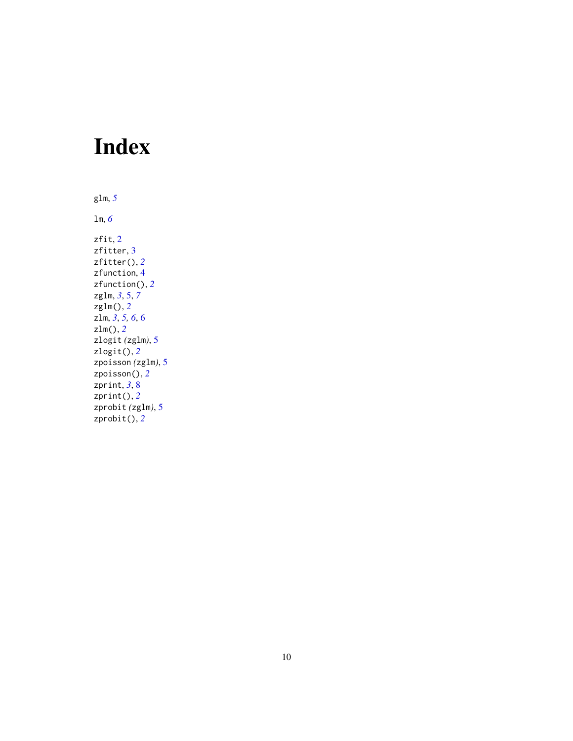# Index

glm, *5*

lm, *6*

zfit, 2
zfitter, 3
zfitter(), *2*
zfunction, 4
zfunction(), *2*
zglm, *3*, 5, *7*
zglm(), *2*
zlm, *3*, *5*, *6*, 6
zlm(), *2*
zlogit *(*zglm*)*, 5
zlogit(), *2*
zpoisson *(*zglm*)*, 5
zpoisson(), *2*
zprint, *3*, 8
zprint(), *2*
zprobit *(*zglm*)*, 5
zprobit(), *2*